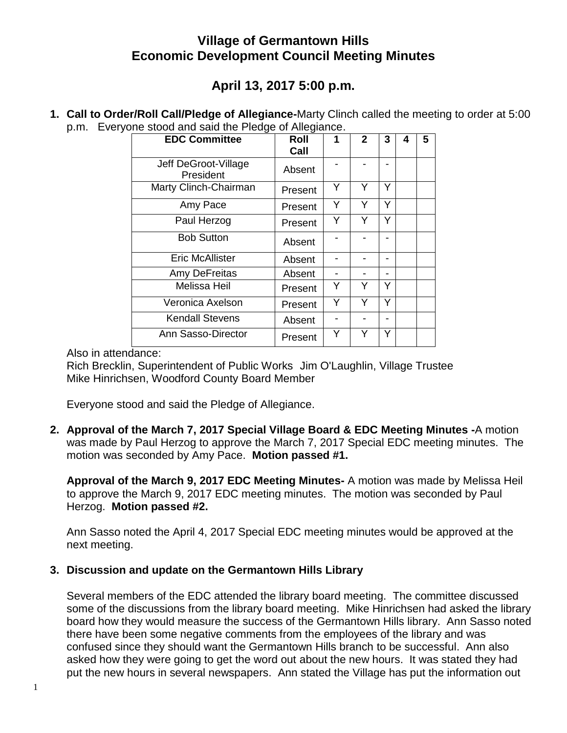# Village of Germantown Hills
# Economic Development Council Meeting Minutes

## April 13, 2017 5:00 p.m.

1. **Call to Order/Roll Call/Pledge of Allegiance-**Marty Clinch called the meeting to order at 5:00 p.m. Everyone stood and said the Pledge of Allegiance.

| EDC Committee | Roll Call | 1 | 2 | 3 | 4 | 5 |
|---|---|---|---|---|---|---|
| Jeff DeGroot-Village President | Absent | - | - | - | | |
| Marty Clinch-Chairman | Present | Y | Y | Y | | |
| Amy Pace | Present | Y | Y | Y | | |
| Paul Herzog | Present | Y | Y | Y | | |
| Bob Sutton | Absent | - | - | - | | |
| Eric McAllister | Absent | - | - | - | | |
| Amy DeFreitas | Absent | - | - | - | | |
| Melissa Heil | Present | Y | Y | Y | | |
| Veronica Axelson | Present | Y | Y | Y | | |
| Kendall Stevens | Absent | - | - | - | | |
| Ann Sasso-Director | Present | Y | Y | Y | | |

Also in attendance:
Rich Brecklin, Superintendent of Public Works Jim O'Laughlin, Village Trustee
Mike Hinrichsen, Woodford County Board Member

Everyone stood and said the Pledge of Allegiance.

2. **Approval of the March 7, 2017 Special Village Board & EDC Meeting Minutes -**A motion was made by Paul Herzog to approve the March 7, 2017 Special EDC meeting minutes. The motion was seconded by Amy Pace. **Motion passed #1.**

   **Approval of the March 9, 2017 EDC Meeting Minutes-** A motion was made by Melissa Heil to approve the March 9, 2017 EDC meeting minutes. The motion was seconded by Paul Herzog. **Motion passed #2.**

   Ann Sasso noted the April 4, 2017 Special EDC meeting minutes would be approved at the next meeting.

3. **Discussion and update on the Germantown Hills Library**

   Several members of the EDC attended the library board meeting. The committee discussed some of the discussions from the library board meeting. Mike Hinrichsen had asked the library board how they would measure the success of the Germantown Hills library. Ann Sasso noted there have been some negative comments from the employees of the library and was confused since they should want the Germantown Hills branch to be successful. Ann also asked how they were going to get the word out about the new hours. It was stated they had put the new hours in several newspapers. Ann stated the Village has put the information out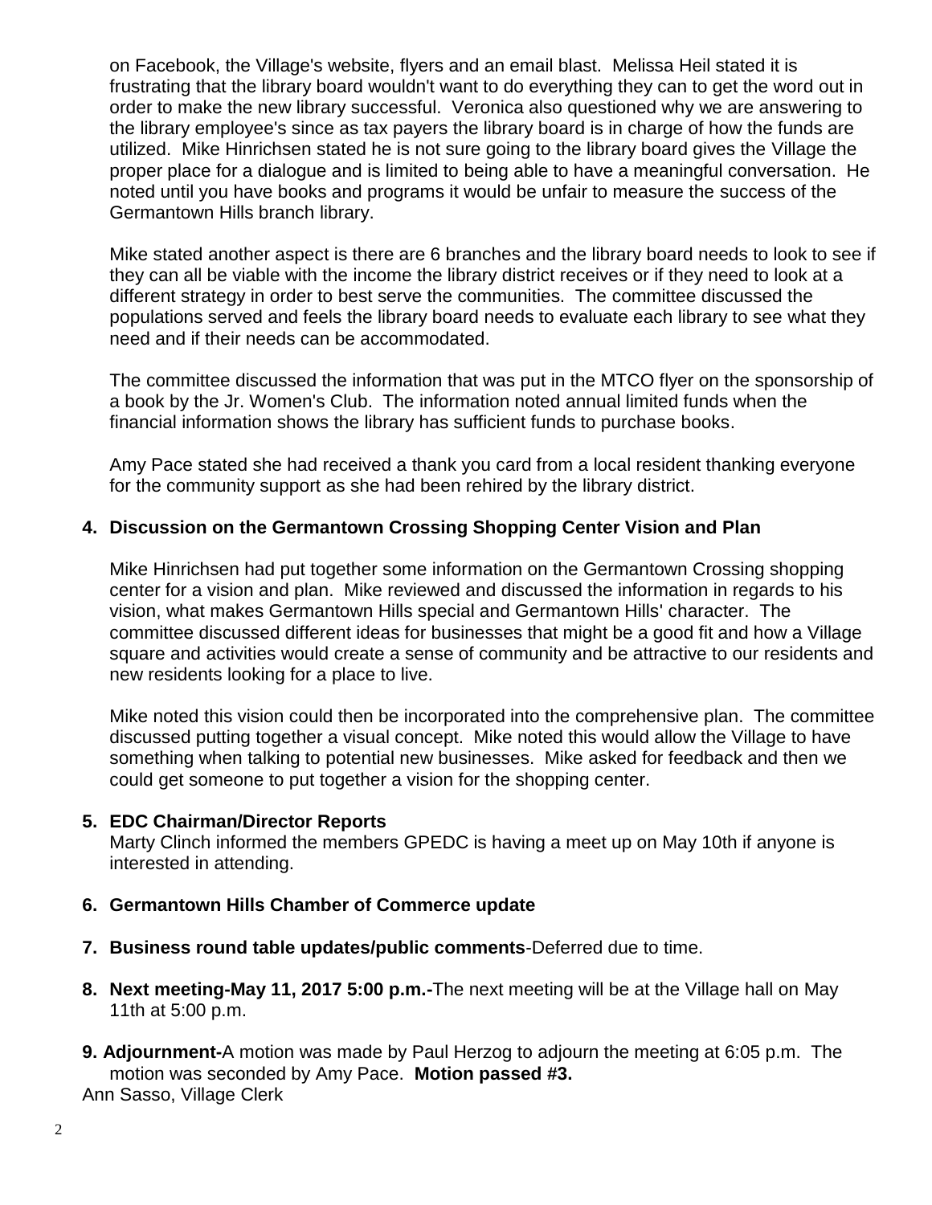on Facebook, the Village's website, flyers and an email blast. Melissa Heil stated it is frustrating that the library board wouldn't want to do everything they can to get the word out in order to make the new library successful. Veronica also questioned why we are answering to the library employee's since as tax payers the library board is in charge of how the funds are utilized. Mike Hinrichsen stated he is not sure going to the library board gives the Village the proper place for a dialogue and is limited to being able to have a meaningful conversation. He noted until you have books and programs it would be unfair to measure the success of the Germantown Hills branch library.

Mike stated another aspect is there are 6 branches and the library board needs to look to see if they can all be viable with the income the library district receives or if they need to look at a different strategy in order to best serve the communities. The committee discussed the populations served and feels the library board needs to evaluate each library to see what they need and if their needs can be accommodated.

The committee discussed the information that was put in the MTCO flyer on the sponsorship of a book by the Jr. Women's Club. The information noted annual limited funds when the financial information shows the library has sufficient funds to purchase books.

Amy Pace stated she had received a thank you card from a local resident thanking everyone for the community support as she had been rehired by the library district.

**4. Discussion on the Germantown Crossing Shopping Center Vision and Plan**

Mike Hinrichsen had put together some information on the Germantown Crossing shopping center for a vision and plan. Mike reviewed and discussed the information in regards to his vision, what makes Germantown Hills special and Germantown Hills' character. The committee discussed different ideas for businesses that might be a good fit and how a Village square and activities would create a sense of community and be attractive to our residents and new residents looking for a place to live.

Mike noted this vision could then be incorporated into the comprehensive plan. The committee discussed putting together a visual concept. Mike noted this would allow the Village to have something when talking to potential new businesses. Mike asked for feedback and then we could get someone to put together a vision for the shopping center.

**5. EDC Chairman/Director Reports**

Marty Clinch informed the members GPEDC is having a meet up on May 10th if anyone is interested in attending.

**6. Germantown Hills Chamber of Commerce update**

**7. Business round table updates/public comments**-Deferred due to time.

**8. Next meeting-May 11, 2017 5:00 p.m.-**The next meeting will be at the Village hall on May 11th at 5:00 p.m.

**9. Adjournment-**A motion was made by Paul Herzog to adjourn the meeting at 6:05 p.m. The motion was seconded by Amy Pace. **Motion passed #3.**

Ann Sasso, Village Clerk